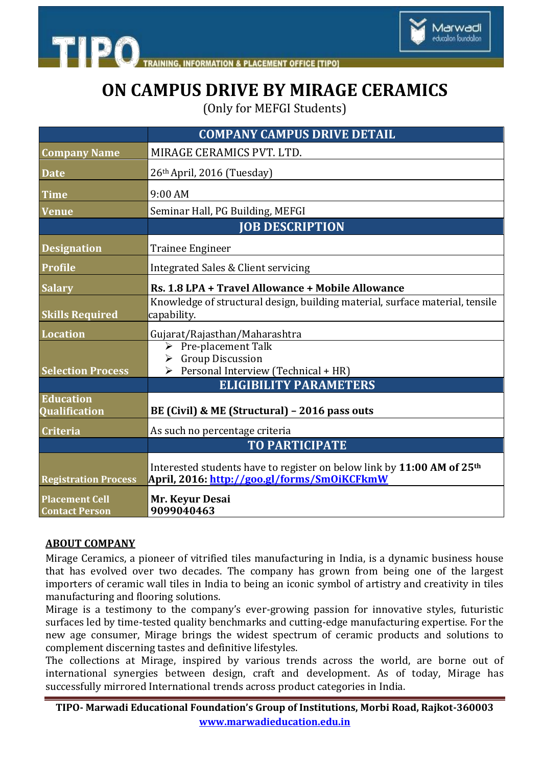# ON CAMPUS DRIVE BY MIRAGE CERAMICS

(Only for MEFGI Students)

| | COMPANY CAMPUS DRIVE DETAIL |
|---|---|
| **Company Name** | MIRAGE CERAMICS PVT. LTD. |
| **Date** | 26th April, 2016 (Tuesday) |
| **Time** | 9:00 AM |
| **Venue** | Seminar Hall, PG Building, MEFGI |
| | **JOB DESCRIPTION** |
| **Designation** | Trainee Engineer |
| **Profile** | Integrated Sales & Client servicing |
| **Salary** | **Rs. 1.8 LPA + Travel Allowance + Mobile Allowance** |
| **Skills Required** | Knowledge of structural design, building material, surface material, tensile capability. |
| **Location** | Gujarat/Rajasthan/Maharashtra |
| **Selection Process** | ➢ Pre-placement Talk<br>➢ Group Discussion<br>➢ Personal Interview (Technical + HR) |
| | **ELIGIBILITY PARAMETERS** |
| **Education Qualification** | **BE (Civil) & ME (Structural) – 2016 pass outs** |
| **Criteria** | As such no percentage criteria |
| | **TO PARTICIPATE** |
| **Registration Process** | Interested students have to register on below link by **11:00 AM of 25th April, 2016: http://goo.gl/forms/SmOiKCFkmW** |
| **Placement Cell Contact Person** | **Mr. Keyur Desai**<br>**9099040463** |

## ABOUT COMPANY

Mirage Ceramics, a pioneer of vitrified tiles manufacturing in India, is a dynamic business house that has evolved over two decades. The company has grown from being one of the largest importers of ceramic wall tiles in India to being an iconic symbol of artistry and creativity in tiles manufacturing and flooring solutions.

Mirage is a testimony to the company's ever-growing passion for innovative styles, futuristic surfaces led by time-tested quality benchmarks and cutting-edge manufacturing expertise. For the new age consumer, Mirage brings the widest spectrum of ceramic products and solutions to complement discerning tastes and definitive lifestyles.

The collections at Mirage, inspired by various trends across the world, are borne out of international synergies between design, craft and development. As of today, Mirage has successfully mirrored International trends across product categories in India.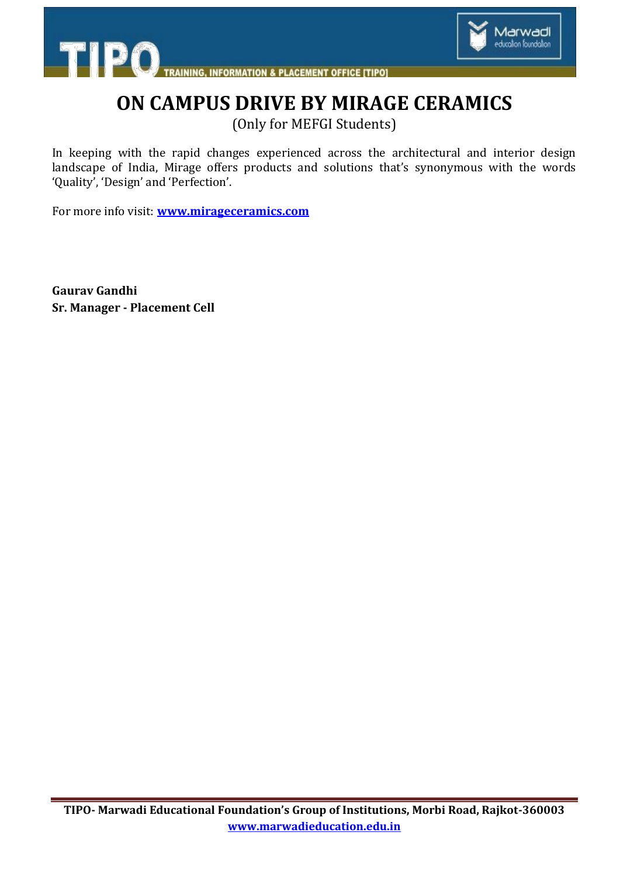# ON CAMPUS DRIVE BY MIRAGE CERAMICS

(Only for MEFGI Students)

In keeping with the rapid changes experienced across the architectural and interior design landscape of India, Mirage offers products and solutions that's synonymous with the words 'Quality', 'Design' and 'Perfection'.

For more info visit: **www.mirageceramics.com**

**Gaurav Gandhi**
**Sr. Manager - Placement Cell**